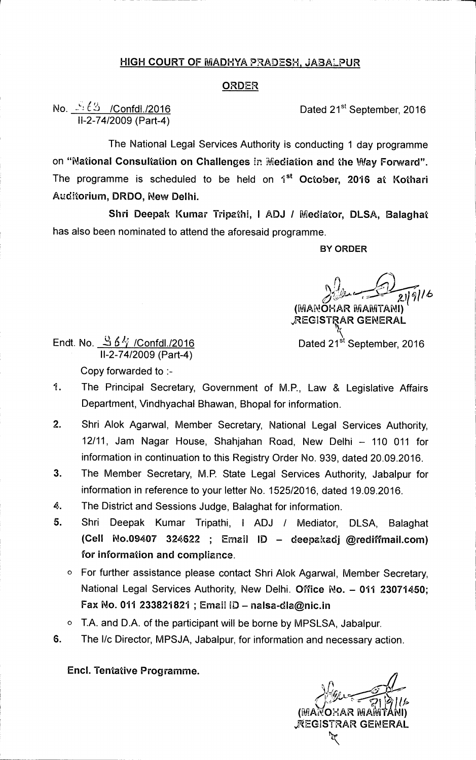## HIGH COURT OF MADHYA PRADESH, JABALPUR

## ORDER

No. 963 /Confdl./2016 — Dated 21st September, 2016
II-2-74/2009 (Part-4)

The National Legal Services Authority is conducting 1 day programme on **"National Consultation on Challenges in Mediation and the Way Forward".** The programme is scheduled to be held on **1st October, 2016 at Kothari Auditorium, DRDO, New Delhi.**

**Shri Deepak Kumar Tripathi, I ADJ / Mediator, DLSA, Balaghat** has also been nominated to attend the aforesaid programme.

**BY ORDER**

21/9/16
**(MANOHAR MAMTANI)**
**REGISTRAR GENERAL**

Endt. No. 964 /Confdl./2016 — Dated 21st September, 2016
II-2-74/2009 (Part-4)

Copy forwarded to :-

1. The Principal Secretary, Government of M.P., Law & Legislative Affairs Department, Vindhyachal Bhawan, Bhopal for information.
2. Shri Alok Agarwal, Member Secretary, National Legal Services Authority, 12/11, Jam Nagar House, Shahjahan Road, New Delhi – 110 011 for information in continuation to this Registry Order No. 939, dated 20.09.2016.
3. The Member Secretary, M.P. State Legal Services Authority, Jabalpur for information in reference to your letter No. 1525/2016, dated 19.09.2016.
4. The District and Sessions Judge, Balaghat for information.
5. Shri Deepak Kumar Tripathi, I ADJ / Mediator, DLSA, Balaghat **(Cell No.09407 324622 ; Email ID – deepakadj @rediffmail.com) for information and compliance.**
   - For further assistance please contact Shri Alok Agarwal, Member Secretary, National Legal Services Authority, New Delhi. **Office No. – 011 23071450; Fax No. 011 233821821 ; Email ID – nalsa-dla@nic.in**
   - T.A. and D.A. of the participant will be borne by MPSLSA, Jabalpur.
6. The I/c Director, MPSJA, Jabalpur, for information and necessary action.

**Encl. Tentative Programme.**

21/9/16
**(MANOHAR MAMTANI)**
**REGISTRAR GENERAL**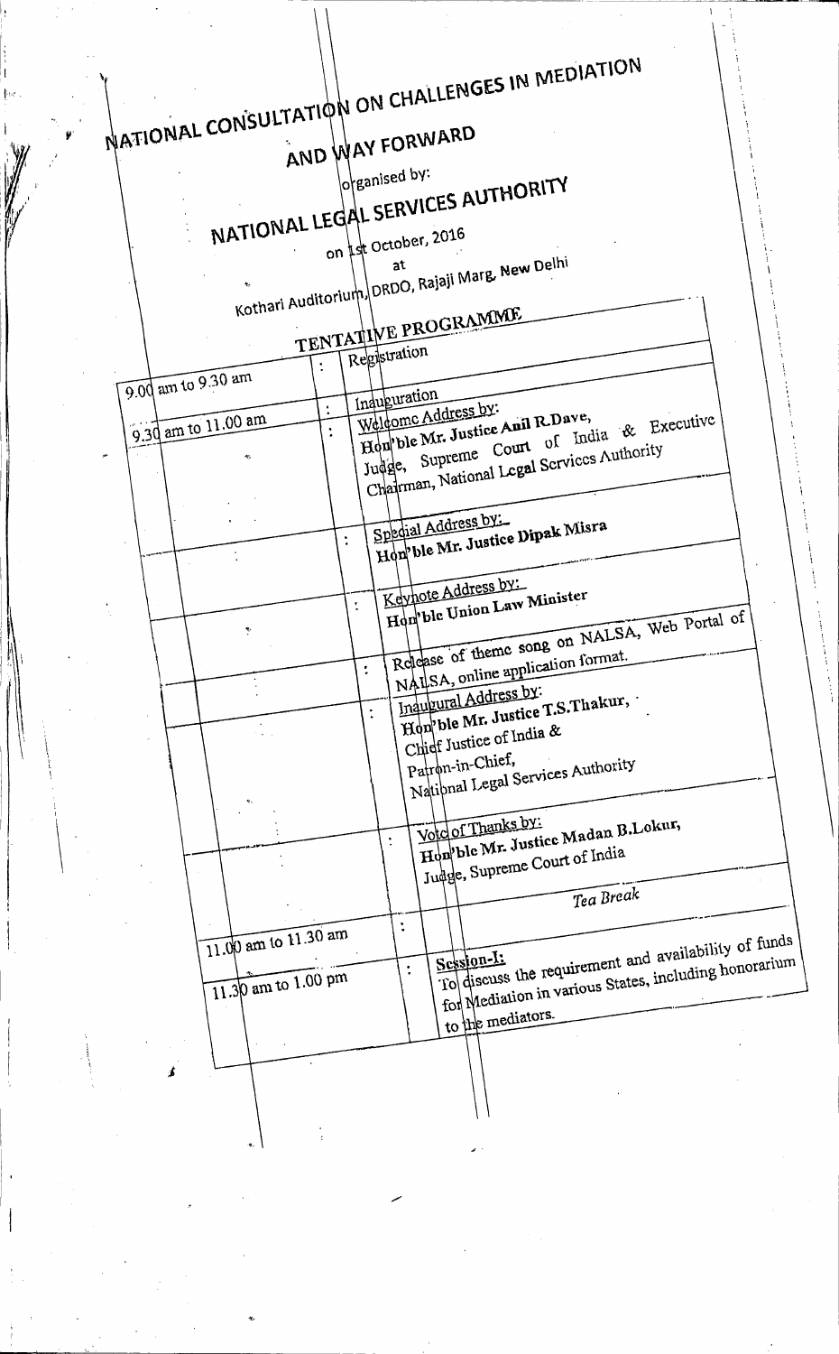# NATIONAL CONSULTATION ON CHALLENGES IN MEDIATION AND WAY FORWARD

organised by:

## NATIONAL LEGAL SERVICES AUTHORITY

on 1st October, 2016

at

Kothari Auditorium, DRDO, Rajaji Marg, New Delhi

### TENTATIVE PROGRAMME

| Time | | Programme |
|---|---|---|
| 9.00 am to 9.30 am | : | Registration |
| 9.30 am to 11.00 am | : | Inauguration |
| | : | Welcome Address by: **Hon'ble Mr. Justice Anil R.Dave,** Judge, Supreme Court of India & Executive Chairman, National Legal Services Authority |
| | : | Special Address by: **Hon'ble Mr. Justice Dipak Misra** |
| | : | Keynote Address by: **Hon'ble Union Law Minister** |
| | : | Release of theme song on NALSA, Web Portal of NALSA, online application format. |
| | : | Inaugural Address by: **Hon'ble Mr. Justice T.S.Thakur,** Chief Justice of India & Patron-in-Chief, National Legal Services Authority |
| | : | Vote of Thanks by: **Hon'ble Mr. Justice Madan B.Lokur,** Judge, Supreme Court of India |
| 11.00 am to 11.30 am | : | *Tea Break* |
| 11.30 am to 1.00 pm | : | **Session-I:** To discuss the requirement and availability of funds for Mediation in various States, including honorarium to the mediators. |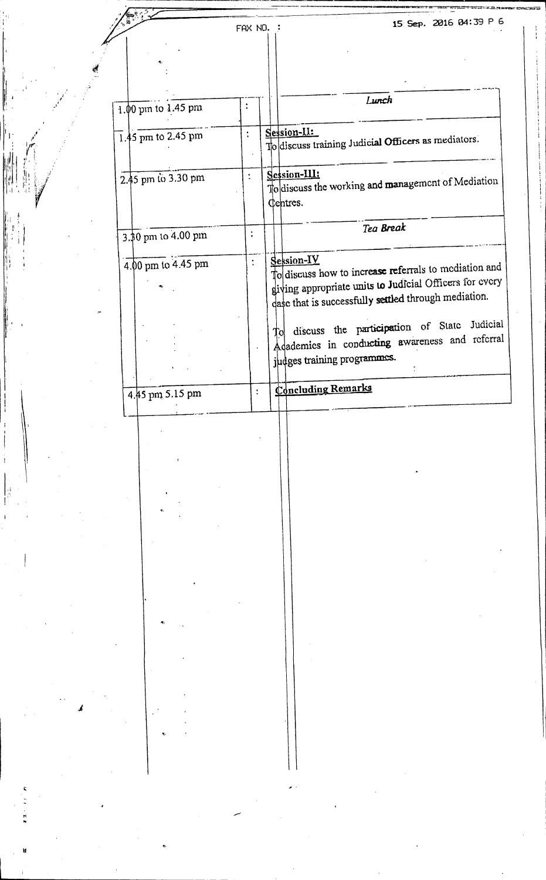| | | |
|---|---|---|
| 1.00 pm to 1.45 pm | : | *Lunch* |
| 1.45 pm to 2.45 pm | : | **Session-II:** To discuss training Judicial Officers as mediators. |
| 2.45 pm to 3.30 pm | : | **Session-III:** To discuss the working and management of Mediation Centres. |
| 3.30 pm to 4.00 pm | : | *Tea Break* |
| 4.00 pm to 4.45 pm | : | **Session-IV** To discuss how to increase referrals to mediation and giving appropriate units to Judicial Officers for every case that is successfully settled through mediation. To discuss the participation of State Judicial Academies in conducting awareness and referral judges training programmes. |
| 4.45 pm 5.15 pm | : | **Concluding Remarks** |